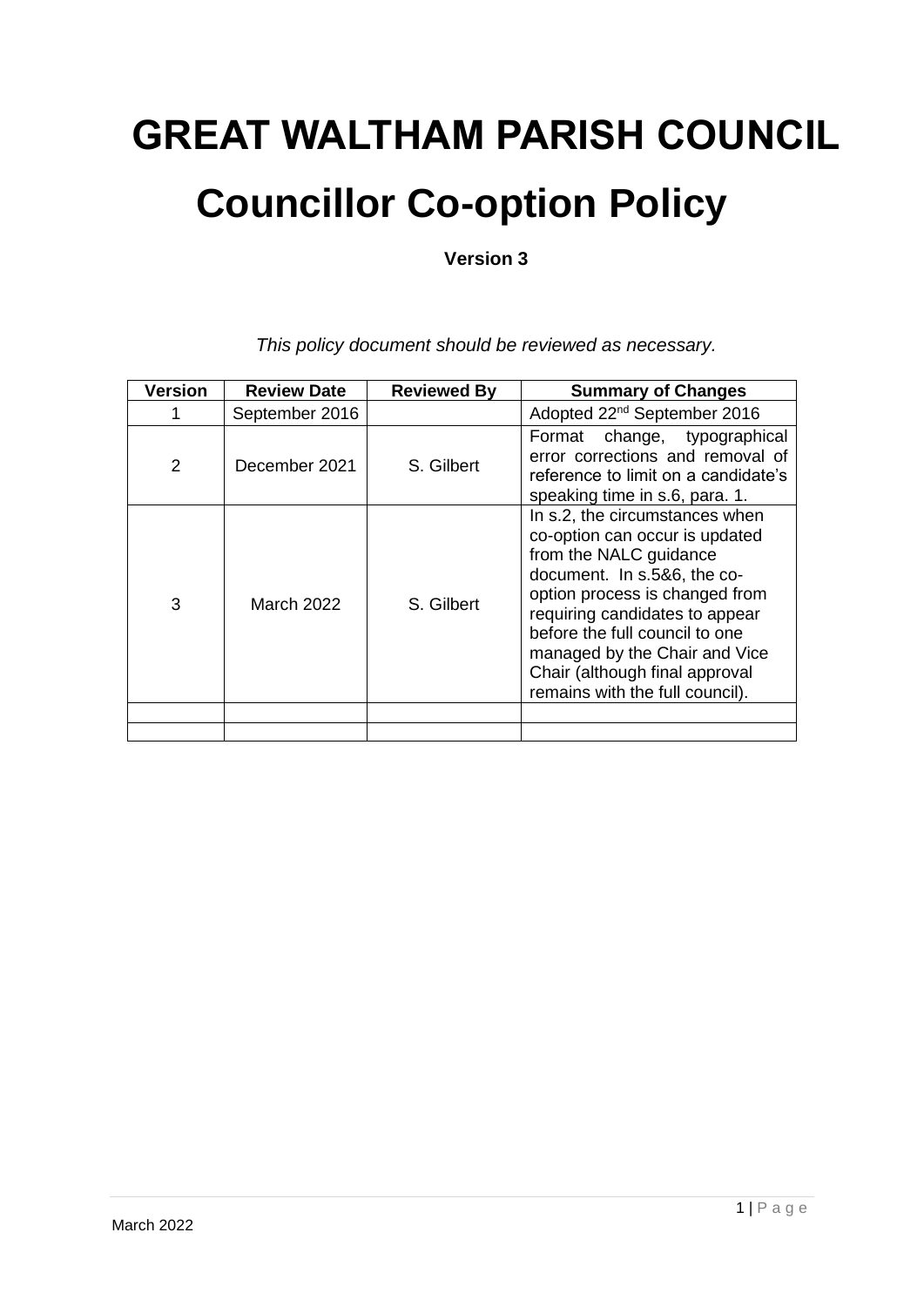# GREAT WALTHAM PARISH COUNCIL

# Councillor Co-option Policy

**Version 3**

*This policy document should be reviewed as necessary.*

| Version | Review Date | Reviewed By | Summary of Changes |
|---|---|---|---|
| 1 | September 2016 | | Adopted 22nd September 2016 |
| 2 | December 2021 | S. Gilbert | Format change, typographical error corrections and removal of reference to limit on a candidate's speaking time in s.6, para. 1. |
| 3 | March 2022 | S. Gilbert | In s.2, the circumstances when co-option can occur is updated from the NALC guidance document. In s.5&6, the co-option process is changed from requiring candidates to appear before the full council to one managed by the Chair and Vice Chair (although final approval remains with the full council). |
| | | | |
| | | | |

March 2022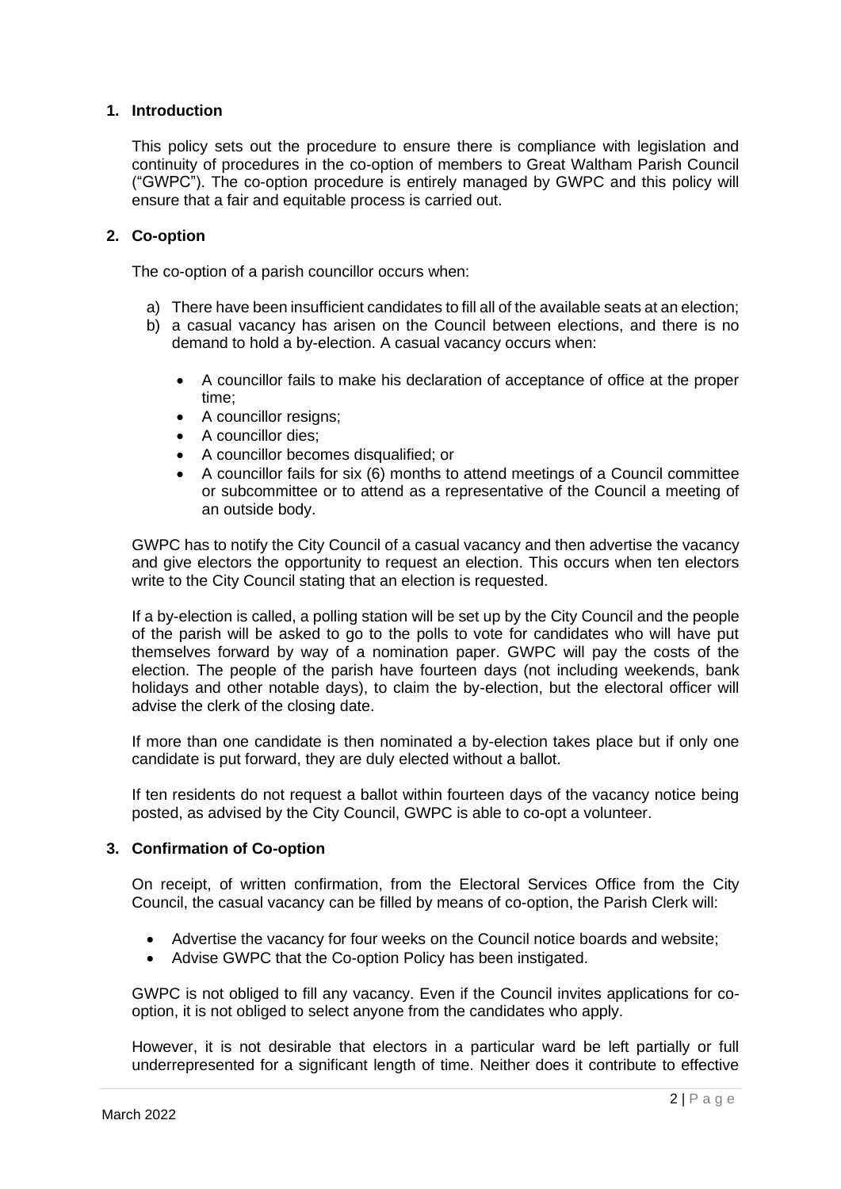## 1. Introduction

This policy sets out the procedure to ensure there is compliance with legislation and continuity of procedures in the co-option of members to Great Waltham Parish Council ("GWPC"). The co-option procedure is entirely managed by GWPC and this policy will ensure that a fair and equitable process is carried out.

## 2. Co-option

The co-option of a parish councillor occurs when:

a) There have been insufficient candidates to fill all of the available seats at an election;
b) a casual vacancy has arisen on the Council between elections, and there is no demand to hold a by-election. A casual vacancy occurs when:

- A councillor fails to make his declaration of acceptance of office at the proper time;
- A councillor resigns;
- A councillor dies;
- A councillor becomes disqualified; or
- A councillor fails for six (6) months to attend meetings of a Council committee or subcommittee or to attend as a representative of the Council a meeting of an outside body.

GWPC has to notify the City Council of a casual vacancy and then advertise the vacancy and give electors the opportunity to request an election. This occurs when ten electors write to the City Council stating that an election is requested.

If a by-election is called, a polling station will be set up by the City Council and the people of the parish will be asked to go to the polls to vote for candidates who will have put themselves forward by way of a nomination paper. GWPC will pay the costs of the election. The people of the parish have fourteen days (not including weekends, bank holidays and other notable days), to claim the by-election, but the electoral officer will advise the clerk of the closing date.

If more than one candidate is then nominated a by-election takes place but if only one candidate is put forward, they are duly elected without a ballot.

If ten residents do not request a ballot within fourteen days of the vacancy notice being posted, as advised by the City Council, GWPC is able to co-opt a volunteer.

## 3. Confirmation of Co-option

On receipt, of written confirmation, from the Electoral Services Office from the City Council, the casual vacancy can be filled by means of co-option, the Parish Clerk will:

- Advertise the vacancy for four weeks on the Council notice boards and website;
- Advise GWPC that the Co-option Policy has been instigated.

GWPC is not obliged to fill any vacancy. Even if the Council invites applications for co-option, it is not obliged to select anyone from the candidates who apply.

However, it is not desirable that electors in a particular ward be left partially or full underrepresented for a significant length of time. Neither does it contribute to effective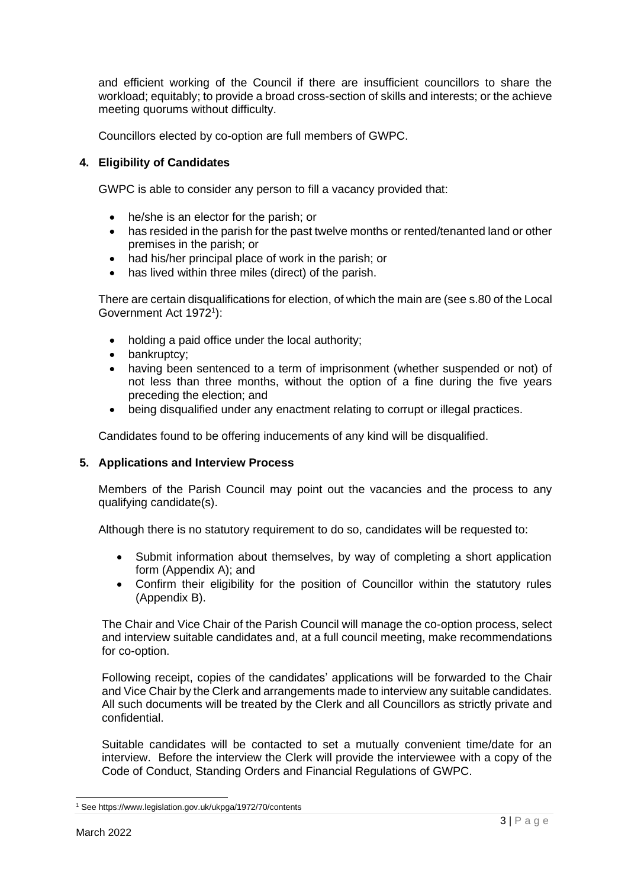and efficient working of the Council if there are insufficient councillors to share the workload; equitably; to provide a broad cross-section of skills and interests; or the achieve meeting quorums without difficulty.

Councillors elected by co-option are full members of GWPC.

## 4. Eligibility of Candidates

GWPC is able to consider any person to fill a vacancy provided that:

- he/she is an elector for the parish; or
- has resided in the parish for the past twelve months or rented/tenanted land or other premises in the parish; or
- had his/her principal place of work in the parish; or
- has lived within three miles (direct) of the parish.

There are certain disqualifications for election, of which the main are (see s.80 of the Local Government Act 1972[1]):

- holding a paid office under the local authority;
- bankruptcy;
- having been sentenced to a term of imprisonment (whether suspended or not) of not less than three months, without the option of a fine during the five years preceding the election; and
- being disqualified under any enactment relating to corrupt or illegal practices.

Candidates found to be offering inducements of any kind will be disqualified.

## 5. Applications and Interview Process

Members of the Parish Council may point out the vacancies and the process to any qualifying candidate(s).

Although there is no statutory requirement to do so, candidates will be requested to:

- Submit information about themselves, by way of completing a short application form (Appendix A); and
- Confirm their eligibility for the position of Councillor within the statutory rules (Appendix B).

The Chair and Vice Chair of the Parish Council will manage the co-option process, select and interview suitable candidates and, at a full council meeting, make recommendations for co-option.

Following receipt, copies of the candidates' applications will be forwarded to the Chair and Vice Chair by the Clerk and arrangements made to interview any suitable candidates. All such documents will be treated by the Clerk and all Councillors as strictly private and confidential.

Suitable candidates will be contacted to set a mutually convenient time/date for an interview. Before the interview the Clerk will provide the interviewee with a copy of the Code of Conduct, Standing Orders and Financial Regulations of GWPC.

[1] See https://www.legislation.gov.uk/ukpga/1972/70/contents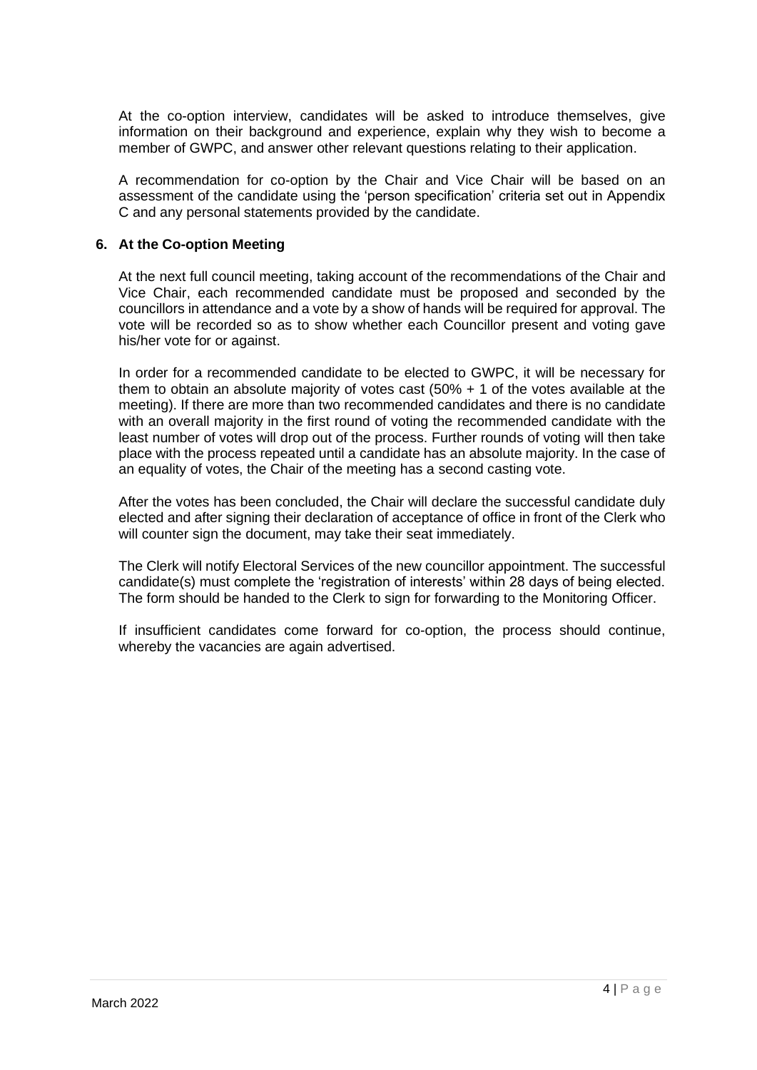At the co-option interview, candidates will be asked to introduce themselves, give information on their background and experience, explain why they wish to become a member of GWPC, and answer other relevant questions relating to their application.

A recommendation for co-option by the Chair and Vice Chair will be based on an assessment of the candidate using the 'person specification' criteria set out in Appendix C and any personal statements provided by the candidate.

## 6. At the Co-option Meeting

At the next full council meeting, taking account of the recommendations of the Chair and Vice Chair, each recommended candidate must be proposed and seconded by the councillors in attendance and a vote by a show of hands will be required for approval. The vote will be recorded so as to show whether each Councillor present and voting gave his/her vote for or against.

In order for a recommended candidate to be elected to GWPC, it will be necessary for them to obtain an absolute majority of votes cast (50% + 1 of the votes available at the meeting). If there are more than two recommended candidates and there is no candidate with an overall majority in the first round of voting the recommended candidate with the least number of votes will drop out of the process. Further rounds of voting will then take place with the process repeated until a candidate has an absolute majority. In the case of an equality of votes, the Chair of the meeting has a second casting vote.

After the votes has been concluded, the Chair will declare the successful candidate duly elected and after signing their declaration of acceptance of office in front of the Clerk who will counter sign the document, may take their seat immediately.

The Clerk will notify Electoral Services of the new councillor appointment. The successful candidate(s) must complete the 'registration of interests' within 28 days of being elected. The form should be handed to the Clerk to sign for forwarding to the Monitoring Officer.

If insufficient candidates come forward for co-option, the process should continue, whereby the vacancies are again advertised.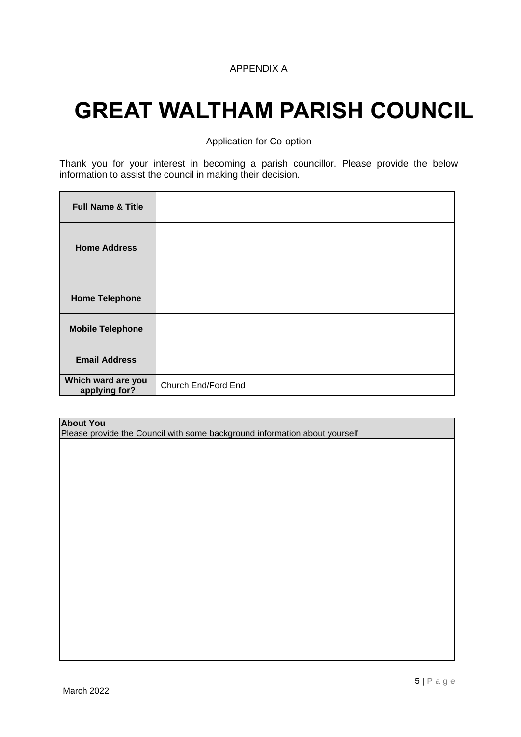APPENDIX A

# GREAT WALTHAM PARISH COUNCIL

Application for Co-option

Thank you for your interest in becoming a parish councillor. Please provide the below information to assist the council in making their decision.

| | |
|---|---|
| **Full Name & Title** | |
| **Home Address** | |
| **Home Telephone** | |
| **Mobile Telephone** | |
| **Email Address** | |
| **Which ward are you applying for?** | Church End/Ford End |

| **About You**<br>Please provide the Council with some background information about yourself |
|---|
| |

March 2022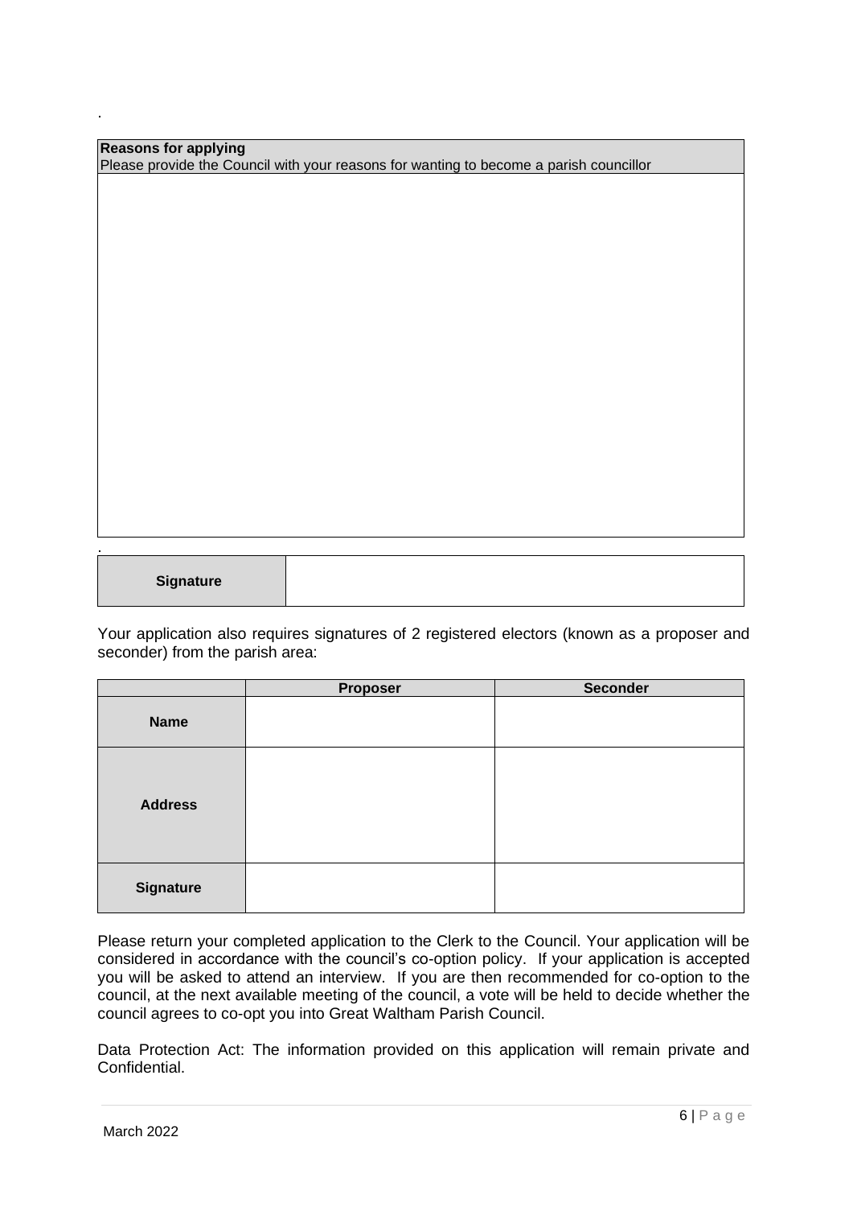.

| **Reasons for applying**<br>Please provide the Council with your reasons for wanting to become a parish councillor |
|---|
| |

.

| **Signature** | |
|---|---|

Your application also requires signatures of 2 registered electors (known as a proposer and seconder) from the parish area:

| | **Proposer** | **Seconder** |
|---|---|---|
| **Name** | | |
| **Address** | | |
| **Signature** | | |

Please return your completed application to the Clerk to the Council. Your application will be considered in accordance with the council's co-option policy. If your application is accepted you will be asked to attend an interview. If you are then recommended for co-option to the council, at the next available meeting of the council, a vote will be held to decide whether the council agrees to co-opt you into Great Waltham Parish Council.

Data Protection Act: The information provided on this application will remain private and Confidential.

March 2022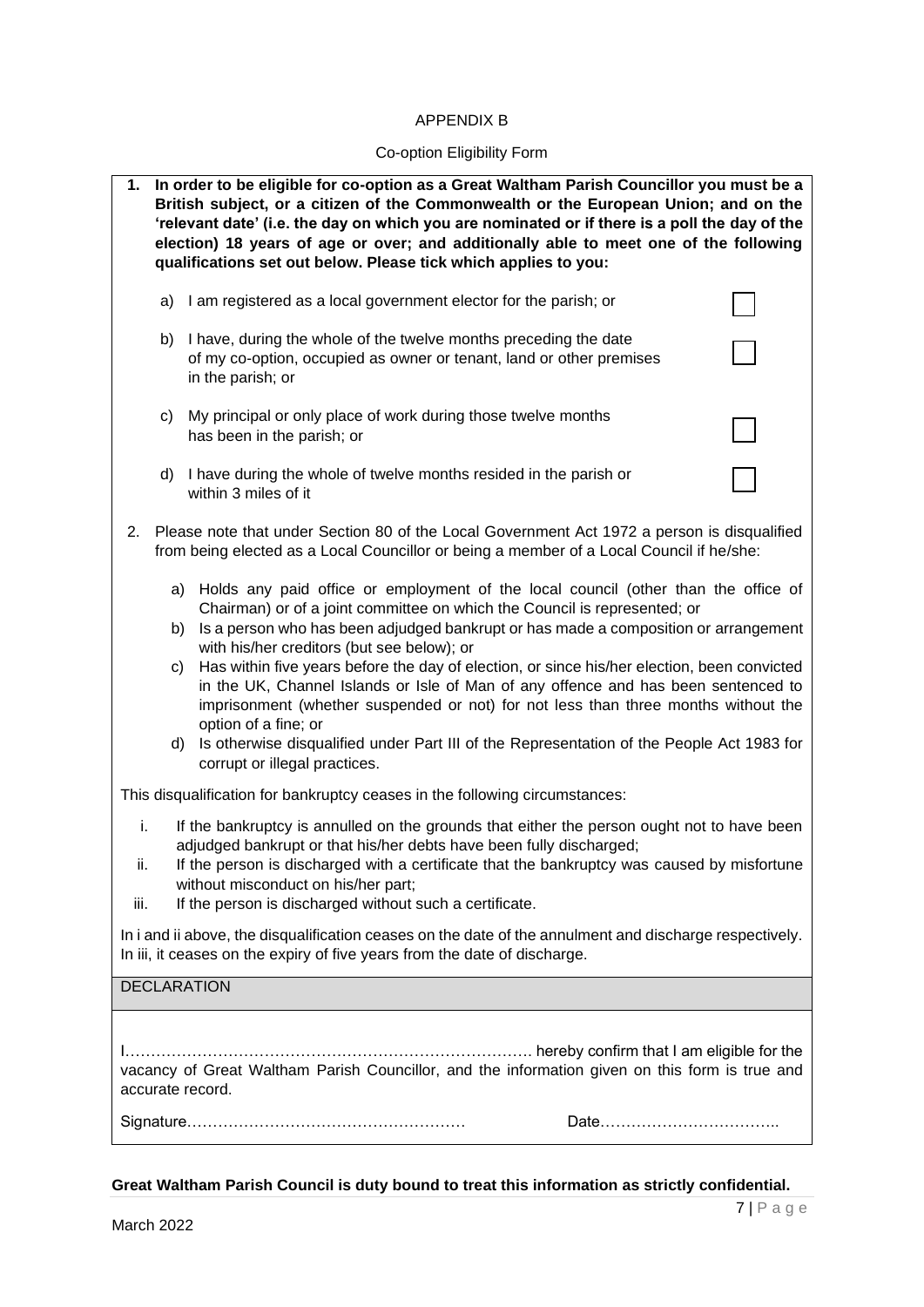APPENDIX B

Co-option Eligibility Form

**1. In order to be eligible for co-option as a Great Waltham Parish Councillor you must be a British subject, or a citizen of the Commonwealth or the European Union; and on the 'relevant date' (i.e. the day on which you are nominated or if there is a poll the day of the election) 18 years of age or over; and additionally able to meet one of the following qualifications set out below. Please tick which applies to you:**

a) I am registered as a local government elector for the parish; or ☐

b) I have, during the whole of the twelve months preceding the date of my co-option, occupied as owner or tenant, land or other premises in the parish; or ☐

c) My principal or only place of work during those twelve months has been in the parish; or ☐

d) I have during the whole of twelve months resided in the parish or within 3 miles of it ☐

2. Please note that under Section 80 of the Local Government Act 1972 a person is disqualified from being elected as a Local Councillor or being a member of a Local Council if he/she:

a) Holds any paid office or employment of the local council (other than the office of Chairman) or of a joint committee on which the Council is represented; or
b) Is a person who has been adjudged bankrupt or has made a composition or arrangement with his/her creditors (but see below); or
c) Has within five years before the day of election, or since his/her election, been convicted in the UK, Channel Islands or Isle of Man of any offence and has been sentenced to imprisonment (whether suspended or not) for not less than three months without the option of a fine; or
d) Is otherwise disqualified under Part III of the Representation of the People Act 1983 for corrupt or illegal practices.

This disqualification for bankruptcy ceases in the following circumstances:

i. If the bankruptcy is annulled on the grounds that either the person ought not to have been adjudged bankrupt or that his/her debts have been fully discharged;
ii. If the person is discharged with a certificate that the bankruptcy was caused by misfortune without misconduct on his/her part;
iii. If the person is discharged without such a certificate.

In i and ii above, the disqualification ceases on the date of the annulment and discharge respectively. In iii, it ceases on the expiry of five years from the date of discharge.

**DECLARATION**

I……………………………………………………………………. hereby confirm that I am eligible for the vacancy of Great Waltham Parish Councillor, and the information given on this form is true and accurate record.

Signature………………………………………………   Date……………………………..

**Great Waltham Parish Council is duty bound to treat this information as strictly confidential.**

March 2022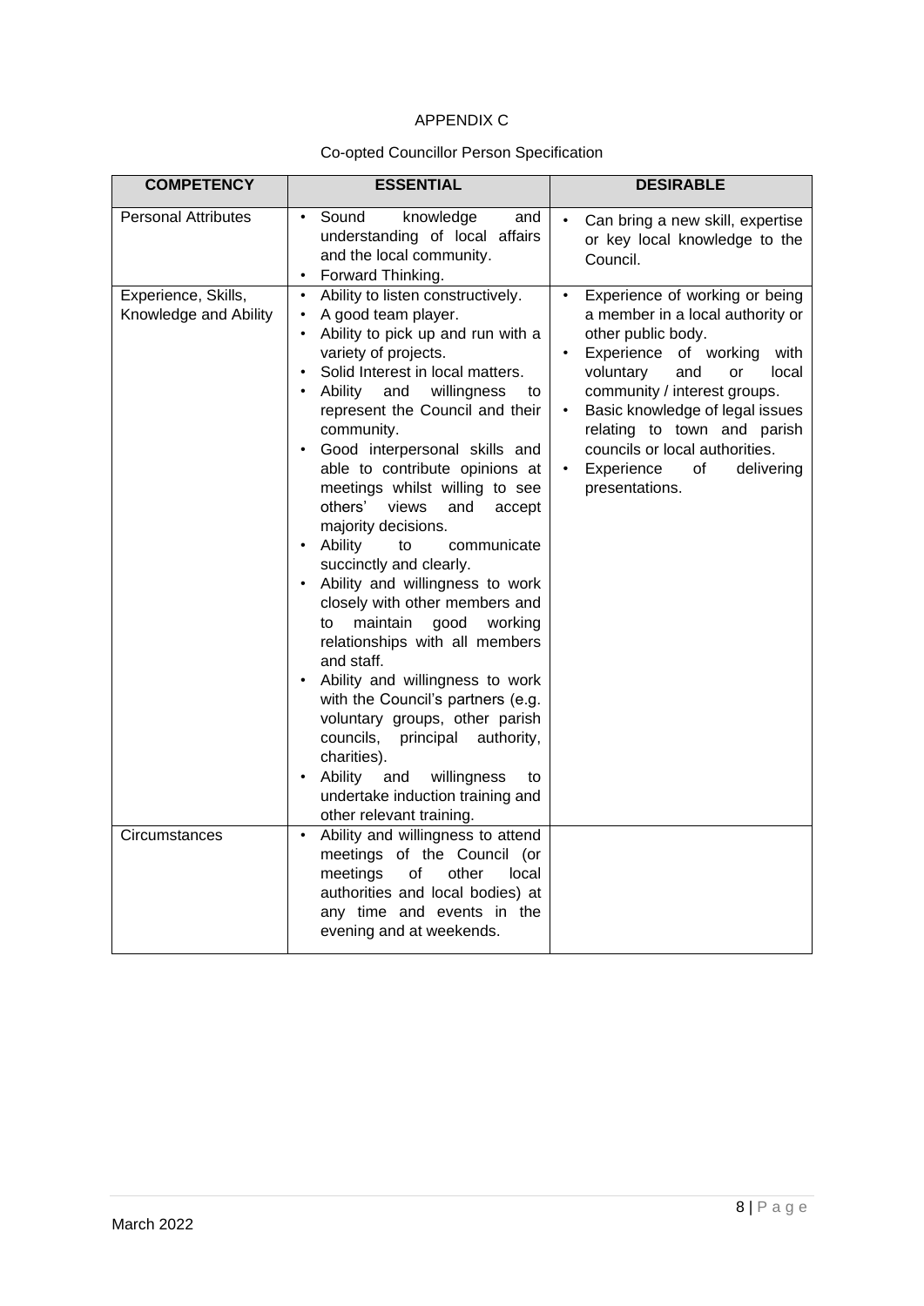APPENDIX C

Co-opted Councillor Person Specification

| COMPETENCY | ESSENTIAL | DESIRABLE |
|---|---|---|
| Personal Attributes | • Sound knowledge and understanding of local affairs and the local community.<br>• Forward Thinking. | • Can bring a new skill, expertise or key local knowledge to the Council. |
| Experience, Skills, Knowledge and Ability | • Ability to listen constructively.<br>• A good team player.<br>• Ability to pick up and run with a variety of projects.<br>• Solid Interest in local matters.<br>• Ability and willingness to represent the Council and their community.<br>• Good interpersonal skills and able to contribute opinions at meetings whilst willing to see others' views and accept majority decisions.<br>• Ability to communicate succinctly and clearly.<br>• Ability and willingness to work closely with other members and to maintain good working relationships with all members and staff.<br>• Ability and willingness to work with the Council's partners (e.g. voluntary groups, other parish councils, principal authority, charities).<br>• Ability and willingness to undertake induction training and other relevant training. | • Experience of working or being a member in a local authority or other public body.<br>• Experience of working with voluntary and or local community / interest groups.<br>• Basic knowledge of legal issues relating to town and parish councils or local authorities.<br>• Experience of delivering presentations. |
| Circumstances | • Ability and willingness to attend meetings of the Council (or meetings of other local authorities and local bodies) at any time and events in the evening and at weekends. | |

March 2022